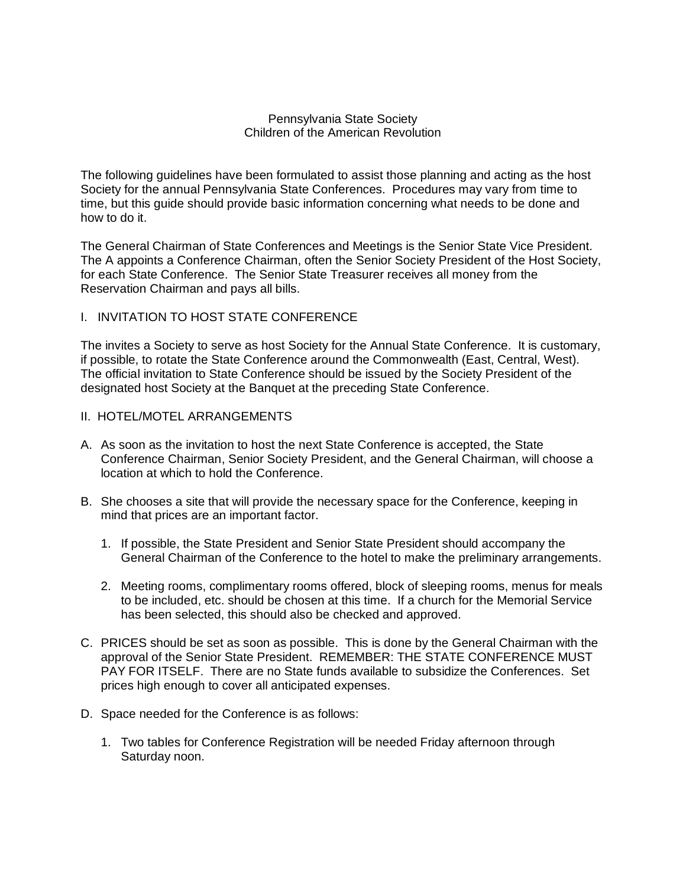Pennsylvania State Society
Children of the American Revolution

The following guidelines have been formulated to assist those planning and acting as the host Society for the annual Pennsylvania State Conferences. Procedures may vary from time to time, but this guide should provide basic information concerning what needs to be done and how to do it.

The General Chairman of State Conferences and Meetings is the Senior State Vice President. The A appoints a Conference Chairman, often the Senior Society President of the Host Society, for each State Conference. The Senior State Treasurer receives all money from the Reservation Chairman and pays all bills.

## I. INVITATION TO HOST STATE CONFERENCE

The invites a Society to serve as host Society for the Annual State Conference. It is customary, if possible, to rotate the State Conference around the Commonwealth (East, Central, West). The official invitation to State Conference should be issued by the Society President of the designated host Society at the Banquet at the preceding State Conference.

## II. HOTEL/MOTEL ARRANGEMENTS

A. As soon as the invitation to host the next State Conference is accepted, the State Conference Chairman, Senior Society President, and the General Chairman, will choose a location at which to hold the Conference.

B. She chooses a site that will provide the necessary space for the Conference, keeping in mind that prices are an important factor.

   1. If possible, the State President and Senior State President should accompany the General Chairman of the Conference to the hotel to make the preliminary arrangements.

   2. Meeting rooms, complimentary rooms offered, block of sleeping rooms, menus for meals to be included, etc. should be chosen at this time. If a church for the Memorial Service has been selected, this should also be checked and approved.

C. PRICES should be set as soon as possible. This is done by the General Chairman with the approval of the Senior State President. REMEMBER: THE STATE CONFERENCE MUST PAY FOR ITSELF. There are no State funds available to subsidize the Conferences. Set prices high enough to cover all anticipated expenses.

D. Space needed for the Conference is as follows:

   1. Two tables for Conference Registration will be needed Friday afternoon through Saturday noon.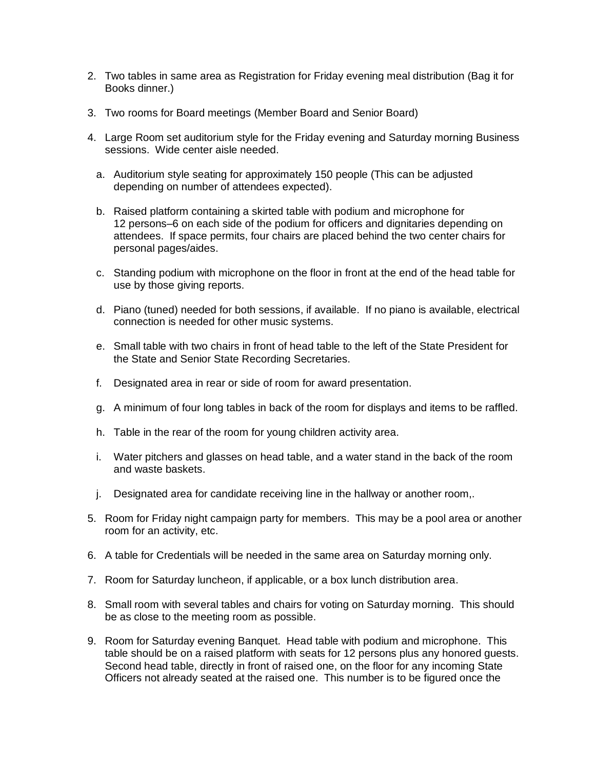2. Two tables in same area as Registration for Friday evening meal distribution (Bag it for Books dinner.)

3. Two rooms for Board meetings (Member Board and Senior Board)

4. Large Room set auditorium style for the Friday evening and Saturday morning Business sessions. Wide center aisle needed.

   a. Auditorium style seating for approximately 150 people (This can be adjusted depending on number of attendees expected).

   b. Raised platform containing a skirted table with podium and microphone for 12 persons–6 on each side of the podium for officers and dignitaries depending on attendees. If space permits, four chairs are placed behind the two center chairs for personal pages/aides.

   c. Standing podium with microphone on the floor in front at the end of the head table for use by those giving reports.

   d. Piano (tuned) needed for both sessions, if available. If no piano is available, electrical connection is needed for other music systems.

   e. Small table with two chairs in front of head table to the left of the State President for the State and Senior State Recording Secretaries.

   f. Designated area in rear or side of room for award presentation.

   g. A minimum of four long tables in back of the room for displays and items to be raffled.

   h. Table in the rear of the room for young children activity area.

   i. Water pitchers and glasses on head table, and a water stand in the back of the room and waste baskets.

   j. Designated area for candidate receiving line in the hallway or another room,.

5. Room for Friday night campaign party for members. This may be a pool area or another room for an activity, etc.

6. A table for Credentials will be needed in the same area on Saturday morning only.

7. Room for Saturday luncheon, if applicable, or a box lunch distribution area.

8. Small room with several tables and chairs for voting on Saturday morning. This should be as close to the meeting room as possible.

9. Room for Saturday evening Banquet. Head table with podium and microphone. This table should be on a raised platform with seats for 12 persons plus any honored guests. Second head table, directly in front of raised one, on the floor for any incoming State Officers not already seated at the raised one. This number is to be figured once the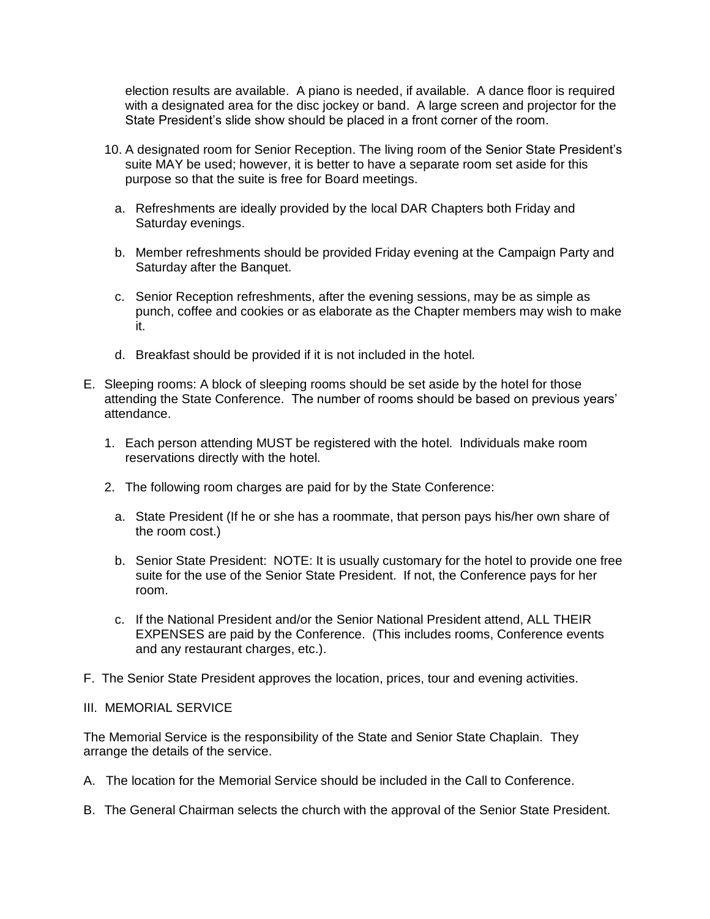election results are available. A piano is needed, if available. A dance floor is required with a designated area for the disc jockey or band. A large screen and projector for the State President's slide show should be placed in a front corner of the room.

10. A designated room for Senior Reception. The living room of the Senior State President's suite MAY be used; however, it is better to have a separate room set aside for this purpose so that the suite is free for Board meetings.

    a. Refreshments are ideally provided by the local DAR Chapters both Friday and Saturday evenings.

    b. Member refreshments should be provided Friday evening at the Campaign Party and Saturday after the Banquet.

    c. Senior Reception refreshments, after the evening sessions, may be as simple as punch, coffee and cookies or as elaborate as the Chapter members may wish to make it.

    d. Breakfast should be provided if it is not included in the hotel.

E. Sleeping rooms: A block of sleeping rooms should be set aside by the hotel for those attending the State Conference. The number of rooms should be based on previous years' attendance.

1. Each person attending MUST be registered with the hotel. Individuals make room reservations directly with the hotel.

2. The following room charges are paid for by the State Conference:

    a. State President (If he or she has a roommate, that person pays his/her own share of the room cost.)

    b. Senior State President: NOTE: It is usually customary for the hotel to provide one free suite for the use of the Senior State President. If not, the Conference pays for her room.

    c. If the National President and/or the Senior National President attend, ALL THEIR EXPENSES are paid by the Conference. (This includes rooms, Conference events and any restaurant charges, etc.).

F. The Senior State President approves the location, prices, tour and evening activities.

III. MEMORIAL SERVICE

The Memorial Service is the responsibility of the State and Senior State Chaplain. They arrange the details of the service.

A. The location for the Memorial Service should be included in the Call to Conference.

B. The General Chairman selects the church with the approval of the Senior State President.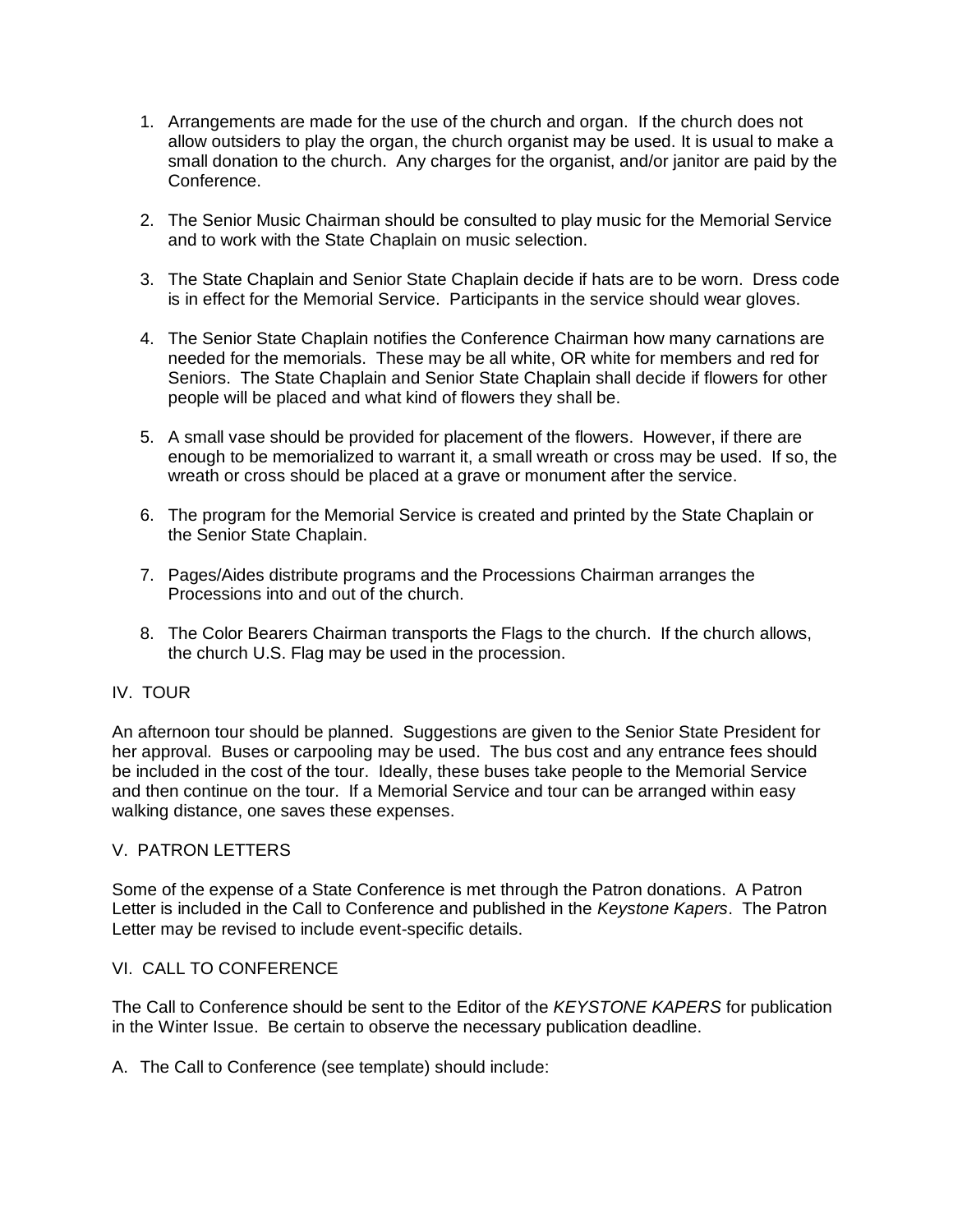1. Arrangements are made for the use of the church and organ. If the church does not allow outsiders to play the organ, the church organist may be used. It is usual to make a small donation to the church. Any charges for the organist, and/or janitor are paid by the Conference.

2. The Senior Music Chairman should be consulted to play music for the Memorial Service and to work with the State Chaplain on music selection.

3. The State Chaplain and Senior State Chaplain decide if hats are to be worn. Dress code is in effect for the Memorial Service. Participants in the service should wear gloves.

4. The Senior State Chaplain notifies the Conference Chairman how many carnations are needed for the memorials. These may be all white, OR white for members and red for Seniors. The State Chaplain and Senior State Chaplain shall decide if flowers for other people will be placed and what kind of flowers they shall be.

5. A small vase should be provided for placement of the flowers. However, if there are enough to be memorialized to warrant it, a small wreath or cross may be used. If so, the wreath or cross should be placed at a grave or monument after the service.

6. The program for the Memorial Service is created and printed by the State Chaplain or the Senior State Chaplain.

7. Pages/Aides distribute programs and the Processions Chairman arranges the Processions into and out of the church.

8. The Color Bearers Chairman transports the Flags to the church. If the church allows, the church U.S. Flag may be used in the procession.

## IV. TOUR

An afternoon tour should be planned. Suggestions are given to the Senior State President for her approval. Buses or carpooling may be used. The bus cost and any entrance fees should be included in the cost of the tour. Ideally, these buses take people to the Memorial Service and then continue on the tour. If a Memorial Service and tour can be arranged within easy walking distance, one saves these expenses.

## V. PATRON LETTERS

Some of the expense of a State Conference is met through the Patron donations. A Patron Letter is included in the Call to Conference and published in the *Keystone Kapers*. The Patron Letter may be revised to include event-specific details.

## VI. CALL TO CONFERENCE

The Call to Conference should be sent to the Editor of the *KEYSTONE KAPERS* for publication in the Winter Issue. Be certain to observe the necessary publication deadline.

A. The Call to Conference (see template) should include: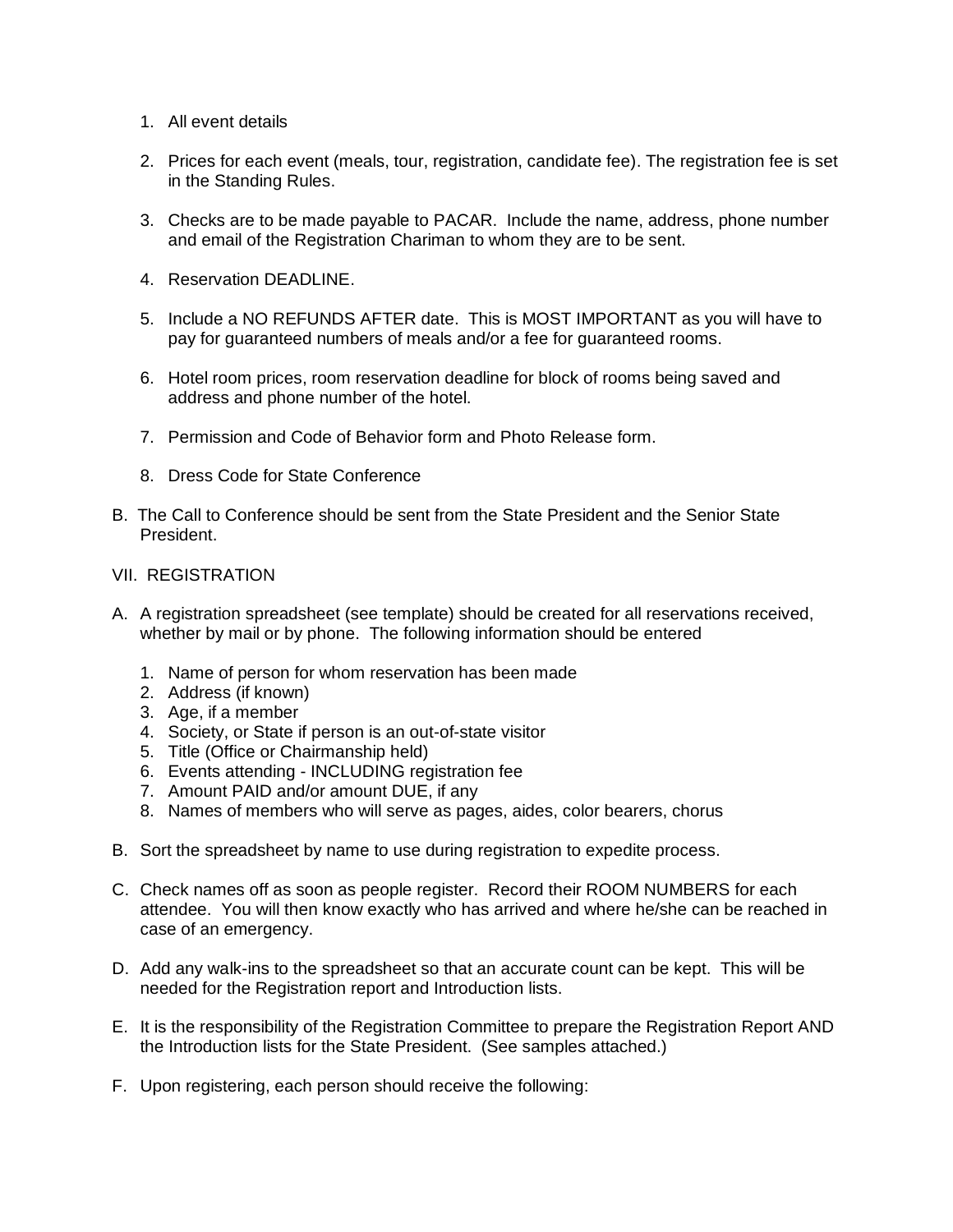1. All event details

2. Prices for each event (meals, tour, registration, candidate fee). The registration fee is set in the Standing Rules.

3. Checks are to be made payable to PACAR. Include the name, address, phone number and email of the Registration Chariman to whom they are to be sent.

4. Reservation DEADLINE.

5. Include a NO REFUNDS AFTER date. This is MOST IMPORTANT as you will have to pay for guaranteed numbers of meals and/or a fee for guaranteed rooms.

6. Hotel room prices, room reservation deadline for block of rooms being saved and address and phone number of the hotel.

7. Permission and Code of Behavior form and Photo Release form.

8. Dress Code for State Conference

B. The Call to Conference should be sent from the State President and the Senior State President.

VII. REGISTRATION

A. A registration spreadsheet (see template) should be created for all reservations received, whether by mail or by phone. The following information should be entered

   1. Name of person for whom reservation has been made
   2. Address (if known)
   3. Age, if a member
   4. Society, or State if person is an out-of-state visitor
   5. Title (Office or Chairmanship held)
   6. Events attending - INCLUDING registration fee
   7. Amount PAID and/or amount DUE, if any
   8. Names of members who will serve as pages, aides, color bearers, chorus

B. Sort the spreadsheet by name to use during registration to expedite process.

C. Check names off as soon as people register. Record their ROOM NUMBERS for each attendee. You will then know exactly who has arrived and where he/she can be reached in case of an emergency.

D. Add any walk-ins to the spreadsheet so that an accurate count can be kept. This will be needed for the Registration report and Introduction lists.

E. It is the responsibility of the Registration Committee to prepare the Registration Report AND the Introduction lists for the State President. (See samples attached.)

F. Upon registering, each person should receive the following: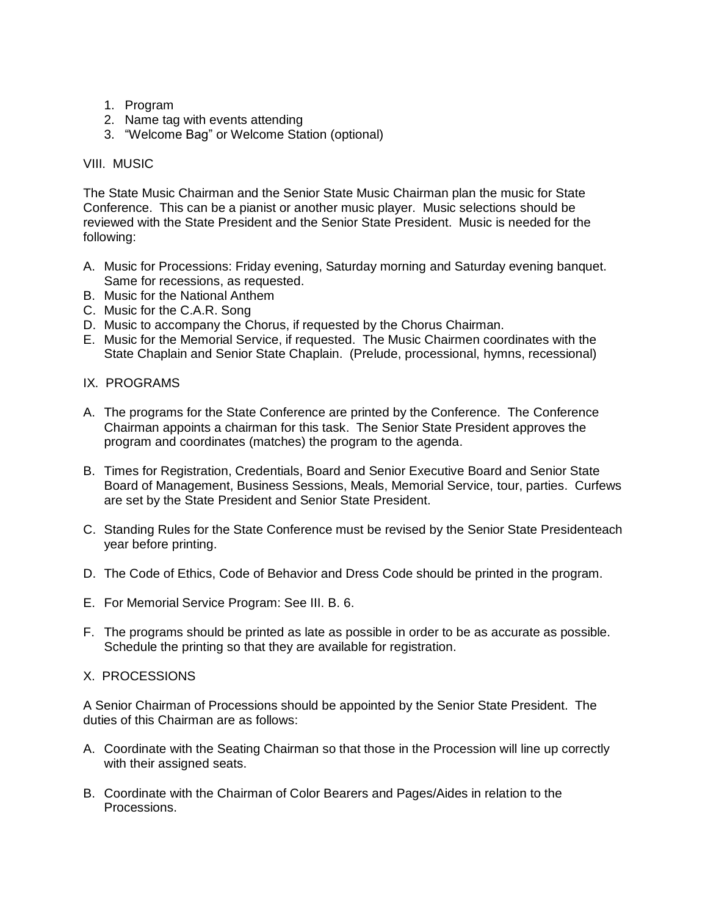1. Program
2. Name tag with events attending
3. “Welcome Bag” or Welcome Station (optional)

## VIII. MUSIC

The State Music Chairman and the Senior State Music Chairman plan the music for State Conference. This can be a pianist or another music player. Music selections should be reviewed with the State President and the Senior State President. Music is needed for the following:

A. Music for Processions: Friday evening, Saturday morning and Saturday evening banquet. Same for recessions, as requested.
B. Music for the National Anthem
C. Music for the C.A.R. Song
D. Music to accompany the Chorus, if requested by the Chorus Chairman.
E. Music for the Memorial Service, if requested. The Music Chairmen coordinates with the State Chaplain and Senior State Chaplain. (Prelude, processional, hymns, recessional)

## IX. PROGRAMS

A. The programs for the State Conference are printed by the Conference. The Conference Chairman appoints a chairman for this task. The Senior State President approves the program and coordinates (matches) the program to the agenda.

B. Times for Registration, Credentials, Board and Senior Executive Board and Senior State Board of Management, Business Sessions, Meals, Memorial Service, tour, parties. Curfews are set by the State President and Senior State President.

C. Standing Rules for the State Conference must be revised by the Senior State Presidenteach year before printing.

D. The Code of Ethics, Code of Behavior and Dress Code should be printed in the program.

E. For Memorial Service Program: See III. B. 6.

F. The programs should be printed as late as possible in order to be as accurate as possible. Schedule the printing so that they are available for registration.

## X. PROCESSIONS

A Senior Chairman of Processions should be appointed by the Senior State President. The duties of this Chairman are as follows:

A. Coordinate with the Seating Chairman so that those in the Procession will line up correctly with their assigned seats.

B. Coordinate with the Chairman of Color Bearers and Pages/Aides in relation to the Processions.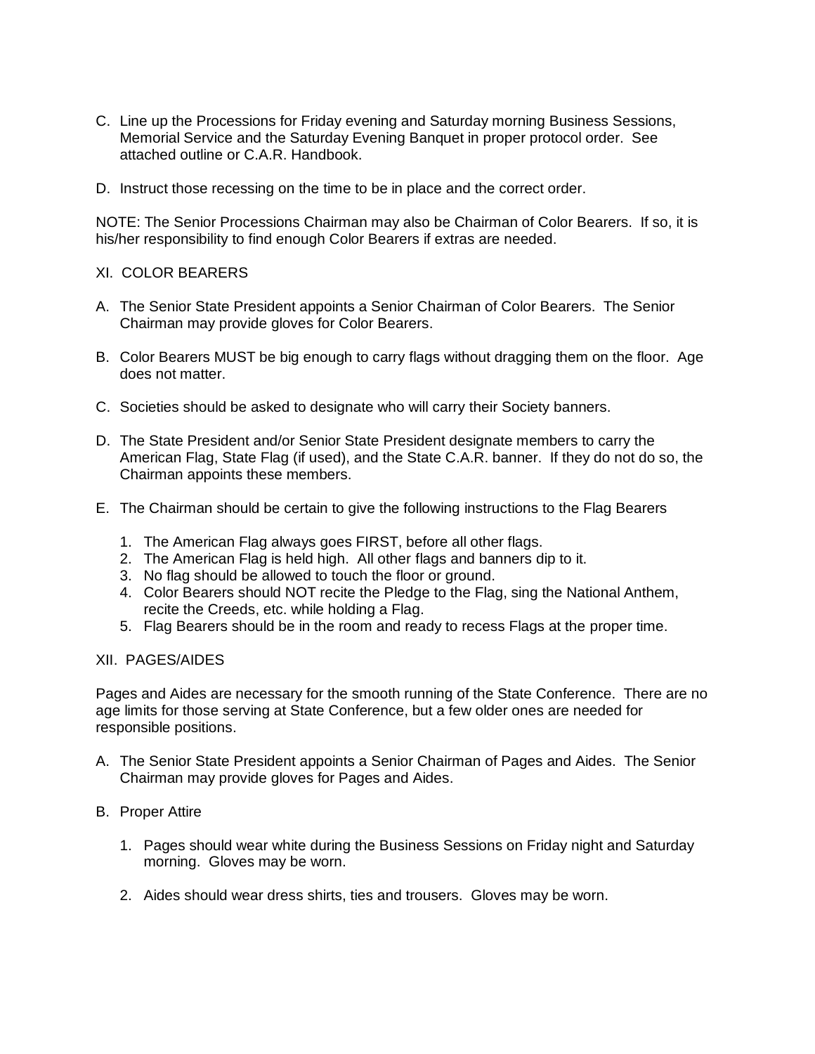C. Line up the Processions for Friday evening and Saturday morning Business Sessions, Memorial Service and the Saturday Evening Banquet in proper protocol order. See attached outline or C.A.R. Handbook.

D. Instruct those recessing on the time to be in place and the correct order.

NOTE: The Senior Processions Chairman may also be Chairman of Color Bearers. If so, it is his/her responsibility to find enough Color Bearers if extras are needed.

## XI. COLOR BEARERS

A. The Senior State President appoints a Senior Chairman of Color Bearers. The Senior Chairman may provide gloves for Color Bearers.

B. Color Bearers MUST be big enough to carry flags without dragging them on the floor. Age does not matter.

C. Societies should be asked to designate who will carry their Society banners.

D. The State President and/or Senior State President designate members to carry the American Flag, State Flag (if used), and the State C.A.R. banner. If they do not do so, the Chairman appoints these members.

E. The Chairman should be certain to give the following instructions to the Flag Bearers

1. The American Flag always goes FIRST, before all other flags.
2. The American Flag is held high. All other flags and banners dip to it.
3. No flag should be allowed to touch the floor or ground.
4. Color Bearers should NOT recite the Pledge to the Flag, sing the National Anthem, recite the Creeds, etc. while holding a Flag.
5. Flag Bearers should be in the room and ready to recess Flags at the proper time.

## XII. PAGES/AIDES

Pages and Aides are necessary for the smooth running of the State Conference. There are no age limits for those serving at State Conference, but a few older ones are needed for responsible positions.

A. The Senior State President appoints a Senior Chairman of Pages and Aides. The Senior Chairman may provide gloves for Pages and Aides.

B. Proper Attire

1. Pages should wear white during the Business Sessions on Friday night and Saturday morning. Gloves may be worn.

2. Aides should wear dress shirts, ties and trousers. Gloves may be worn.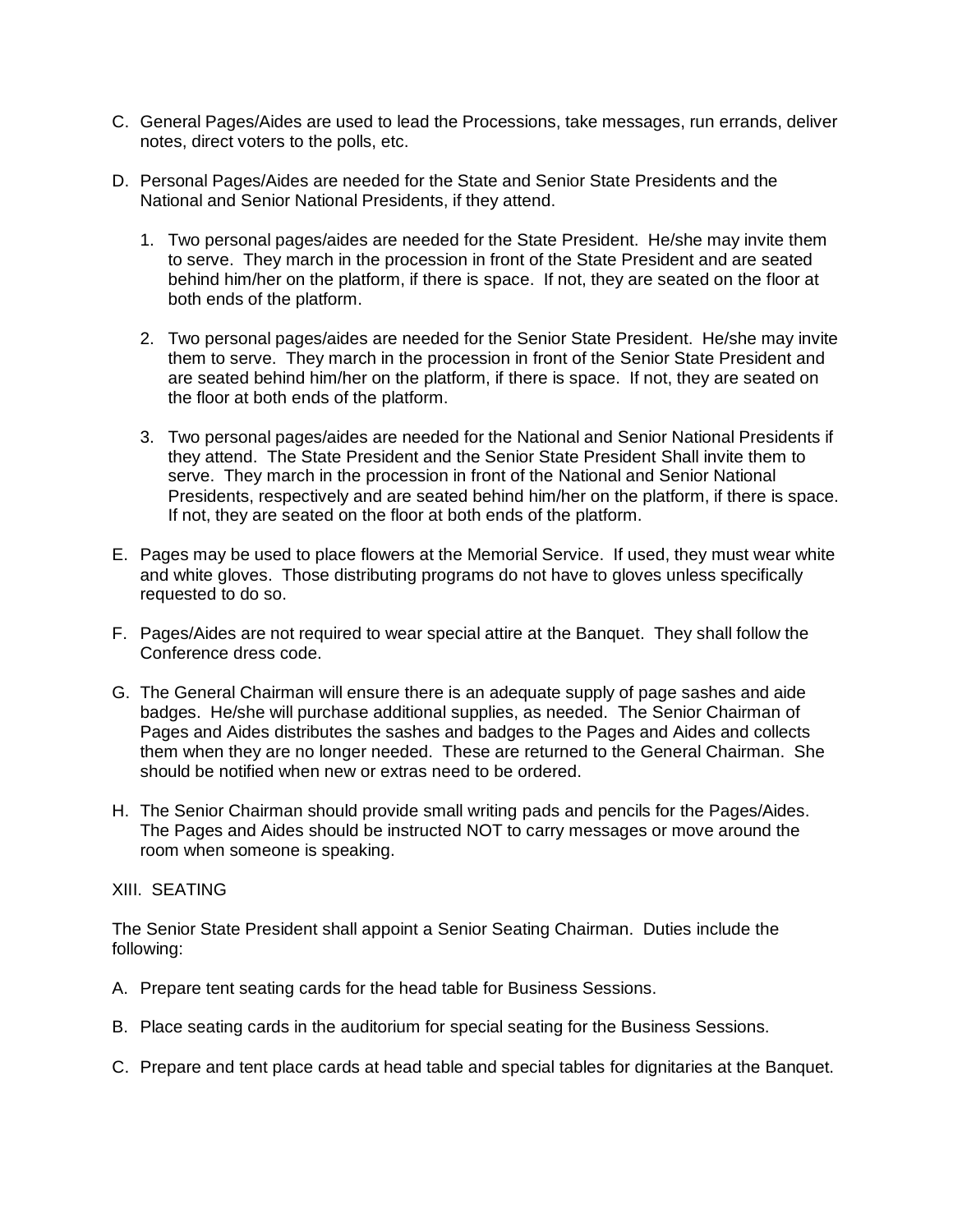C. General Pages/Aides are used to lead the Processions, take messages, run errands, deliver notes, direct voters to the polls, etc.

D. Personal Pages/Aides are needed for the State and Senior State Presidents and the National and Senior National Presidents, if they attend.

   1. Two personal pages/aides are needed for the State President. He/she may invite them to serve. They march in the procession in front of the State President and are seated behind him/her on the platform, if there is space. If not, they are seated on the floor at both ends of the platform.

   2. Two personal pages/aides are needed for the Senior State President. He/she may invite them to serve. They march in the procession in front of the Senior State President and are seated behind him/her on the platform, if there is space. If not, they are seated on the floor at both ends of the platform.

   3. Two personal pages/aides are needed for the National and Senior National Presidents if they attend. The State President and the Senior State President Shall invite them to serve. They march in the procession in front of the National and Senior National Presidents, respectively and are seated behind him/her on the platform, if there is space. If not, they are seated on the floor at both ends of the platform.

E. Pages may be used to place flowers at the Memorial Service. If used, they must wear white and white gloves. Those distributing programs do not have to gloves unless specifically requested to do so.

F. Pages/Aides are not required to wear special attire at the Banquet. They shall follow the Conference dress code.

G. The General Chairman will ensure there is an adequate supply of page sashes and aide badges. He/she will purchase additional supplies, as needed. The Senior Chairman of Pages and Aides distributes the sashes and badges to the Pages and Aides and collects them when they are no longer needed. These are returned to the General Chairman. She should be notified when new or extras need to be ordered.

H. The Senior Chairman should provide small writing pads and pencils for the Pages/Aides. The Pages and Aides should be instructed NOT to carry messages or move around the room when someone is speaking.

## XIII. SEATING

The Senior State President shall appoint a Senior Seating Chairman. Duties include the following:

A. Prepare tent seating cards for the head table for Business Sessions.

B. Place seating cards in the auditorium for special seating for the Business Sessions.

C. Prepare and tent place cards at head table and special tables for dignitaries at the Banquet.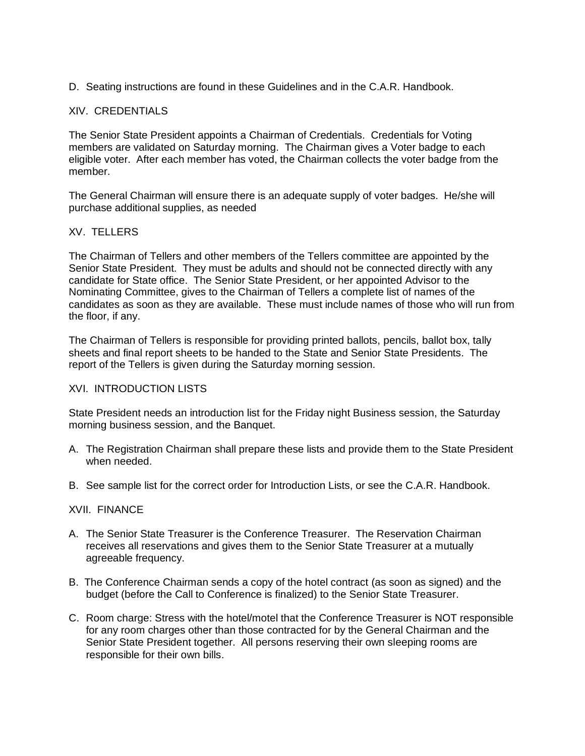D. Seating instructions are found in these Guidelines and in the C.A.R. Handbook.

## XIV. CREDENTIALS

The Senior State President appoints a Chairman of Credentials. Credentials for Voting members are validated on Saturday morning. The Chairman gives a Voter badge to each eligible voter. After each member has voted, the Chairman collects the voter badge from the member.

The General Chairman will ensure there is an adequate supply of voter badges. He/she will purchase additional supplies, as needed

## XV. TELLERS

The Chairman of Tellers and other members of the Tellers committee are appointed by the Senior State President. They must be adults and should not be connected directly with any candidate for State office. The Senior State President, or her appointed Advisor to the Nominating Committee, gives to the Chairman of Tellers a complete list of names of the candidates as soon as they are available. These must include names of those who will run from the floor, if any.

The Chairman of Tellers is responsible for providing printed ballots, pencils, ballot box, tally sheets and final report sheets to be handed to the State and Senior State Presidents. The report of the Tellers is given during the Saturday morning session.

## XVI. INTRODUCTION LISTS

State President needs an introduction list for the Friday night Business session, the Saturday morning business session, and the Banquet.

A. The Registration Chairman shall prepare these lists and provide them to the State President when needed.

B. See sample list for the correct order for Introduction Lists, or see the C.A.R. Handbook.

## XVII. FINANCE

A. The Senior State Treasurer is the Conference Treasurer. The Reservation Chairman receives all reservations and gives them to the Senior State Treasurer at a mutually agreeable frequency.

B. The Conference Chairman sends a copy of the hotel contract (as soon as signed) and the budget (before the Call to Conference is finalized) to the Senior State Treasurer.

C. Room charge: Stress with the hotel/motel that the Conference Treasurer is NOT responsible for any room charges other than those contracted for by the General Chairman and the Senior State President together. All persons reserving their own sleeping rooms are responsible for their own bills.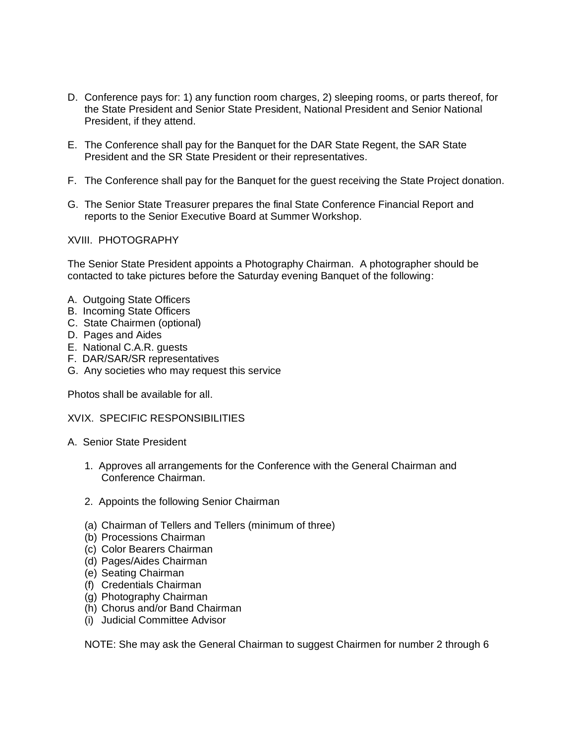D. Conference pays for: 1) any function room charges, 2) sleeping rooms, or parts thereof, for the State President and Senior State President, National President and Senior National President, if they attend.

E. The Conference shall pay for the Banquet for the DAR State Regent, the SAR State President and the SR State President or their representatives.

F. The Conference shall pay for the Banquet for the guest receiving the State Project donation.

G. The Senior State Treasurer prepares the final State Conference Financial Report and reports to the Senior Executive Board at Summer Workshop.

XVIII. PHOTOGRAPHY

The Senior State President appoints a Photography Chairman. A photographer should be contacted to take pictures before the Saturday evening Banquet of the following:

A. Outgoing State Officers
B. Incoming State Officers
C. State Chairmen (optional)
D. Pages and Aides
E. National C.A.R. guests
F. DAR/SAR/SR representatives
G. Any societies who may request this service

Photos shall be available for all.

XVIX. SPECIFIC RESPONSIBILITIES

A. Senior State President

1. Approves all arrangements for the Conference with the General Chairman and Conference Chairman.

2. Appoints the following Senior Chairman

(a) Chairman of Tellers and Tellers (minimum of three)
(b) Processions Chairman
(c) Color Bearers Chairman
(d) Pages/Aides Chairman
(e) Seating Chairman
(f) Credentials Chairman
(g) Photography Chairman
(h) Chorus and/or Band Chairman
(i) Judicial Committee Advisor

NOTE: She may ask the General Chairman to suggest Chairmen for number 2 through 6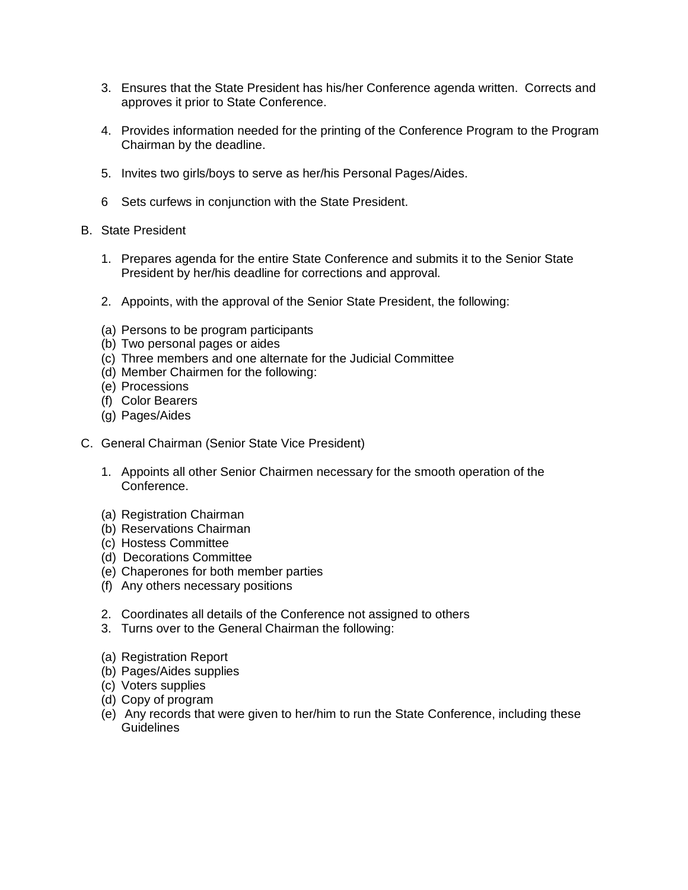3. Ensures that the State President has his/her Conference agenda written. Corrects and approves it prior to State Conference.

4. Provides information needed for the printing of the Conference Program to the Program Chairman by the deadline.

5. Invites two girls/boys to serve as her/his Personal Pages/Aides.

6 Sets curfews in conjunction with the State President.

B. State President

1. Prepares agenda for the entire State Conference and submits it to the Senior State President by her/his deadline for corrections and approval.

2. Appoints, with the approval of the Senior State President, the following:

(a) Persons to be program participants
(b) Two personal pages or aides
(c) Three members and one alternate for the Judicial Committee
(d) Member Chairmen for the following:
(e) Processions
(f) Color Bearers
(g) Pages/Aides

C. General Chairman (Senior State Vice President)

1. Appoints all other Senior Chairmen necessary for the smooth operation of the Conference.

(a) Registration Chairman
(b) Reservations Chairman
(c) Hostess Committee
(d) Decorations Committee
(e) Chaperones for both member parties
(f) Any others necessary positions

2. Coordinates all details of the Conference not assigned to others
3. Turns over to the General Chairman the following:

(a) Registration Report
(b) Pages/Aides supplies
(c) Voters supplies
(d) Copy of program
(e) Any records that were given to her/him to run the State Conference, including these Guidelines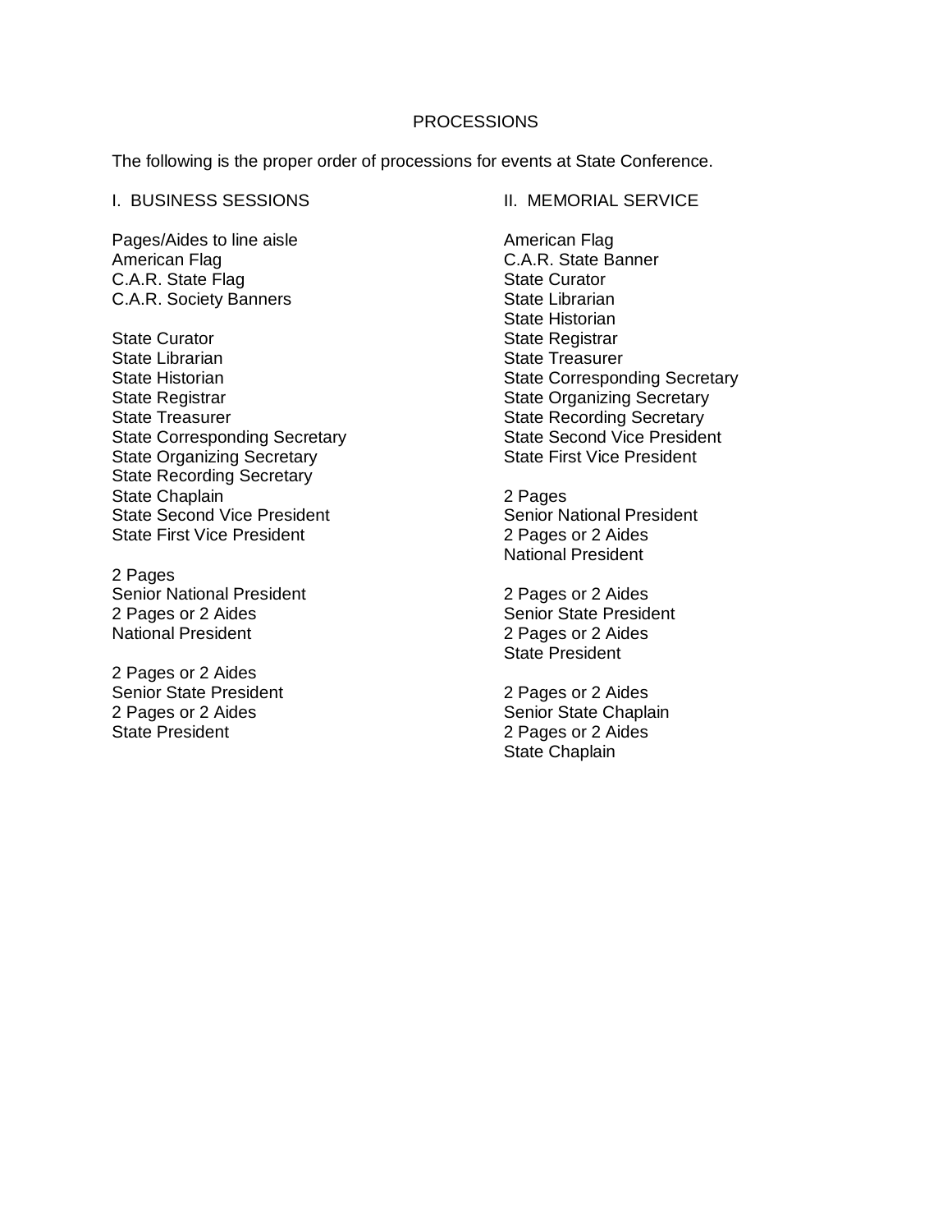# PROCESSIONS

The following is the proper order of processions for events at State Conference.

## I. BUSINESS SESSIONS

Pages/Aides to line aisle
American Flag
C.A.R. State Flag
C.A.R. Society Banners

State Curator
State Librarian
State Historian
State Registrar
State Treasurer
State Corresponding Secretary
State Organizing Secretary
State Recording Secretary
State Chaplain
State Second Vice President
State First Vice President

2 Pages
Senior National President
2 Pages or 2 Aides
National President

2 Pages or 2 Aides
Senior State President
2 Pages or 2 Aides
State President

## II. MEMORIAL SERVICE

American Flag
C.A.R. State Banner
State Curator
State Librarian
State Historian
State Registrar
State Treasurer
State Corresponding Secretary
State Organizing Secretary
State Recording Secretary
State Second Vice President
State First Vice President

2 Pages
Senior National President
2 Pages or 2 Aides
National President

2 Pages or 2 Aides
Senior State President
2 Pages or 2 Aides
State President

2 Pages or 2 Aides
Senior State Chaplain
2 Pages or 2 Aides
State Chaplain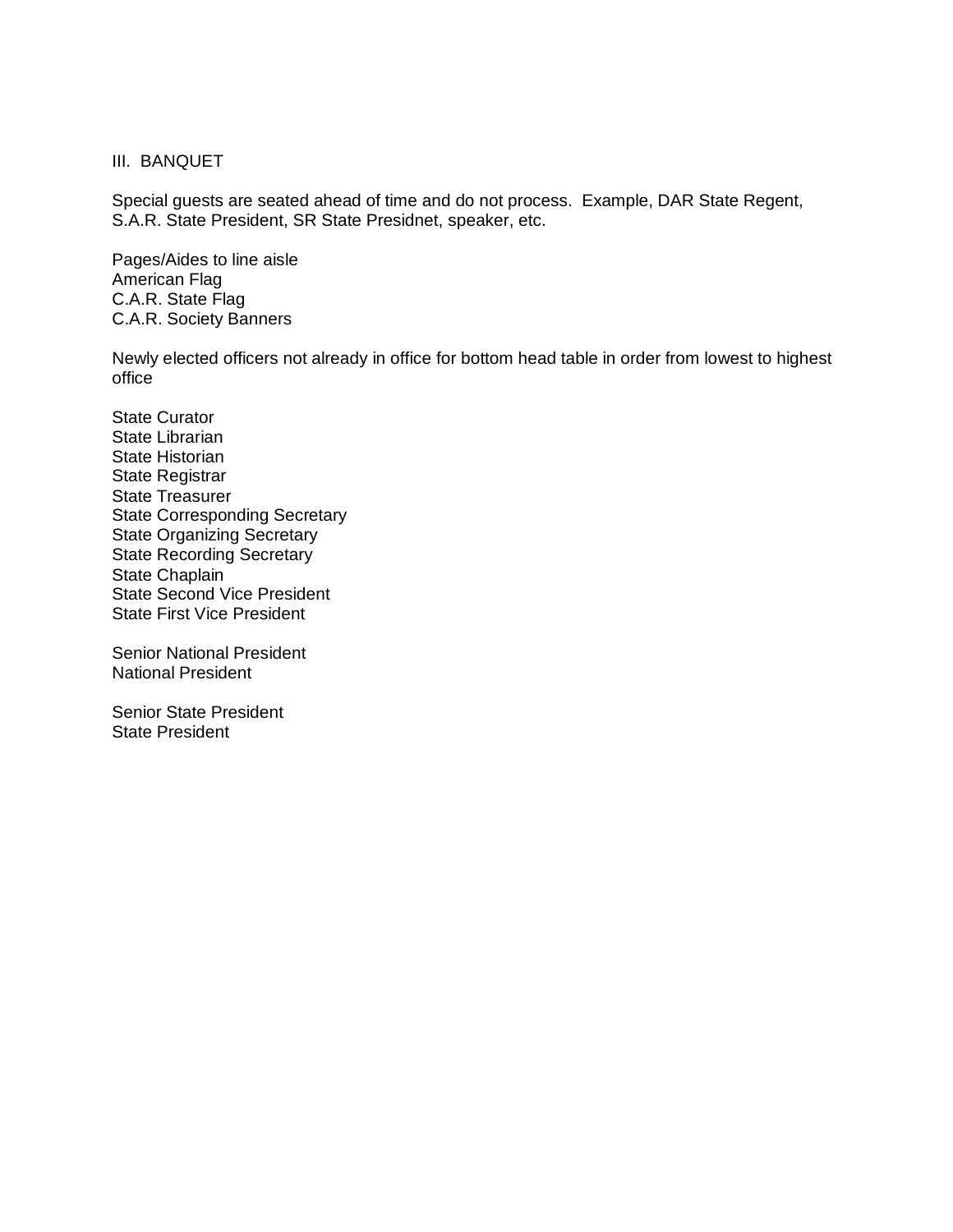III. BANQUET

Special guests are seated ahead of time and do not process. Example, DAR State Regent, S.A.R. State President, SR State Presidnet, speaker, etc.

Pages/Aides to line aisle
American Flag
C.A.R. State Flag
C.A.R. Society Banners

Newly elected officers not already in office for bottom head table in order from lowest to highest office

State Curator
State Librarian
State Historian
State Registrar
State Treasurer
State Corresponding Secretary
State Organizing Secretary
State Recording Secretary
State Chaplain
State Second Vice President
State First Vice President

Senior National President
National President

Senior State President
State President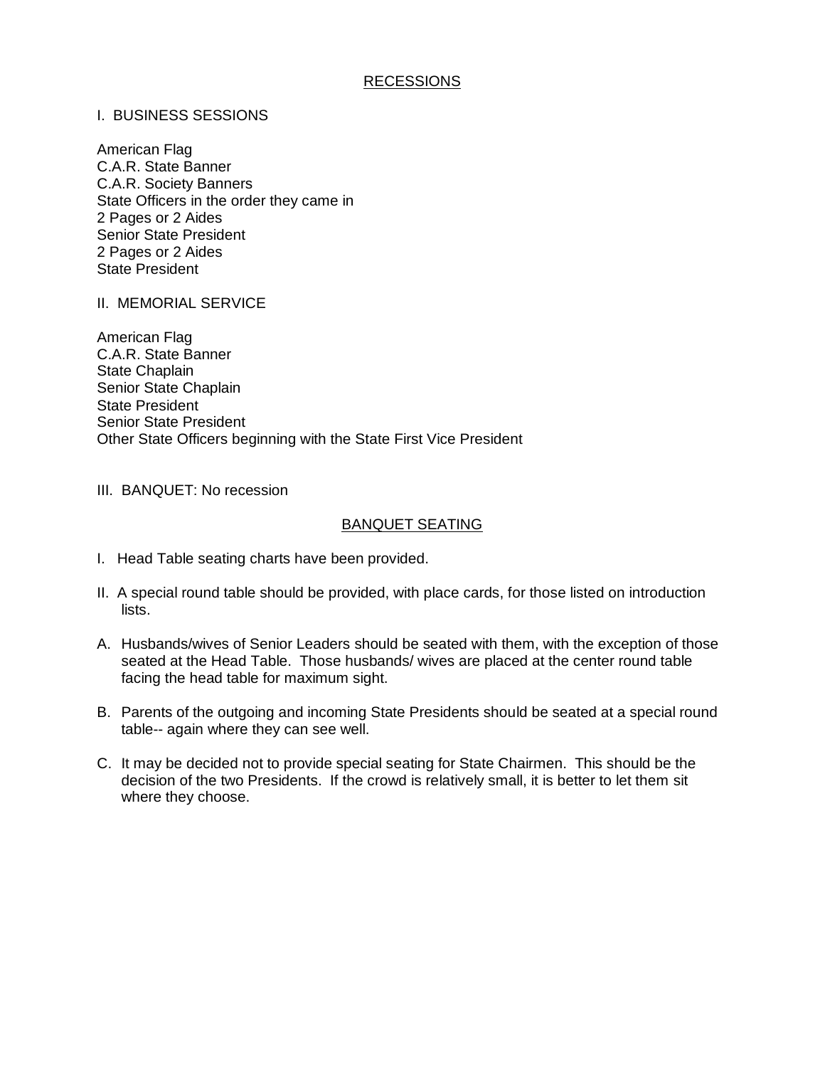## RECESSIONS

I. BUSINESS SESSIONS

American Flag
C.A.R. State Banner
C.A.R. Society Banners
State Officers in the order they came in
2 Pages or 2 Aides
Senior State President
2 Pages or 2 Aides
State President

II. MEMORIAL SERVICE

American Flag
C.A.R. State Banner
State Chaplain
Senior State Chaplain
State President
Senior State President
Other State Officers beginning with the State First Vice President

III. BANQUET: No recession

## BANQUET SEATING

I. Head Table seating charts have been provided.

II. A special round table should be provided, with place cards, for those listed on introduction lists.

A. Husbands/wives of Senior Leaders should be seated with them, with the exception of those seated at the Head Table. Those husbands/ wives are placed at the center round table facing the head table for maximum sight.

B. Parents of the outgoing and incoming State Presidents should be seated at a special round table-- again where they can see well.

C. It may be decided not to provide special seating for State Chairmen. This should be the decision of the two Presidents. If the crowd is relatively small, it is better to let them sit where they choose.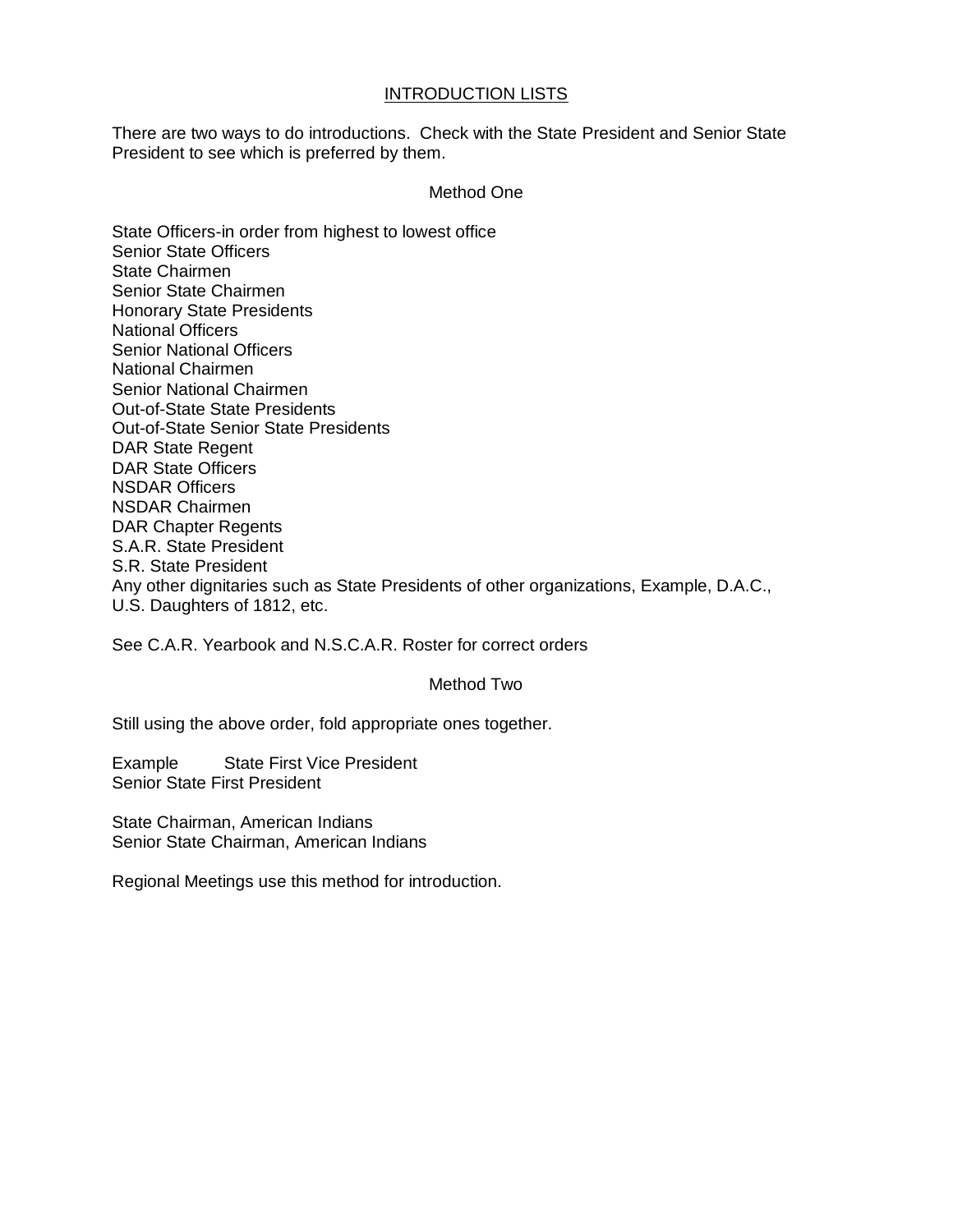# INTRODUCTION LISTS

There are two ways to do introductions. Check with the State President and Senior State President to see which is preferred by them.

## Method One

State Officers-in order from highest to lowest office
Senior State Officers
State Chairmen
Senior State Chairmen
Honorary State Presidents
National Officers
Senior National Officers
National Chairmen
Senior National Chairmen
Out-of-State State Presidents
Out-of-State Senior State Presidents
DAR State Regent
DAR State Officers
NSDAR Officers
NSDAR Chairmen
DAR Chapter Regents
S.A.R. State President
S.R. State President
Any other dignitaries such as State Presidents of other organizations, Example, D.A.C., U.S. Daughters of 1812, etc.

See C.A.R. Yearbook and N.S.C.A.R. Roster for correct orders

## Method Two

Still using the above order, fold appropriate ones together.

Example State First Vice President
Senior State First President

State Chairman, American Indians
Senior State Chairman, American Indians

Regional Meetings use this method for introduction.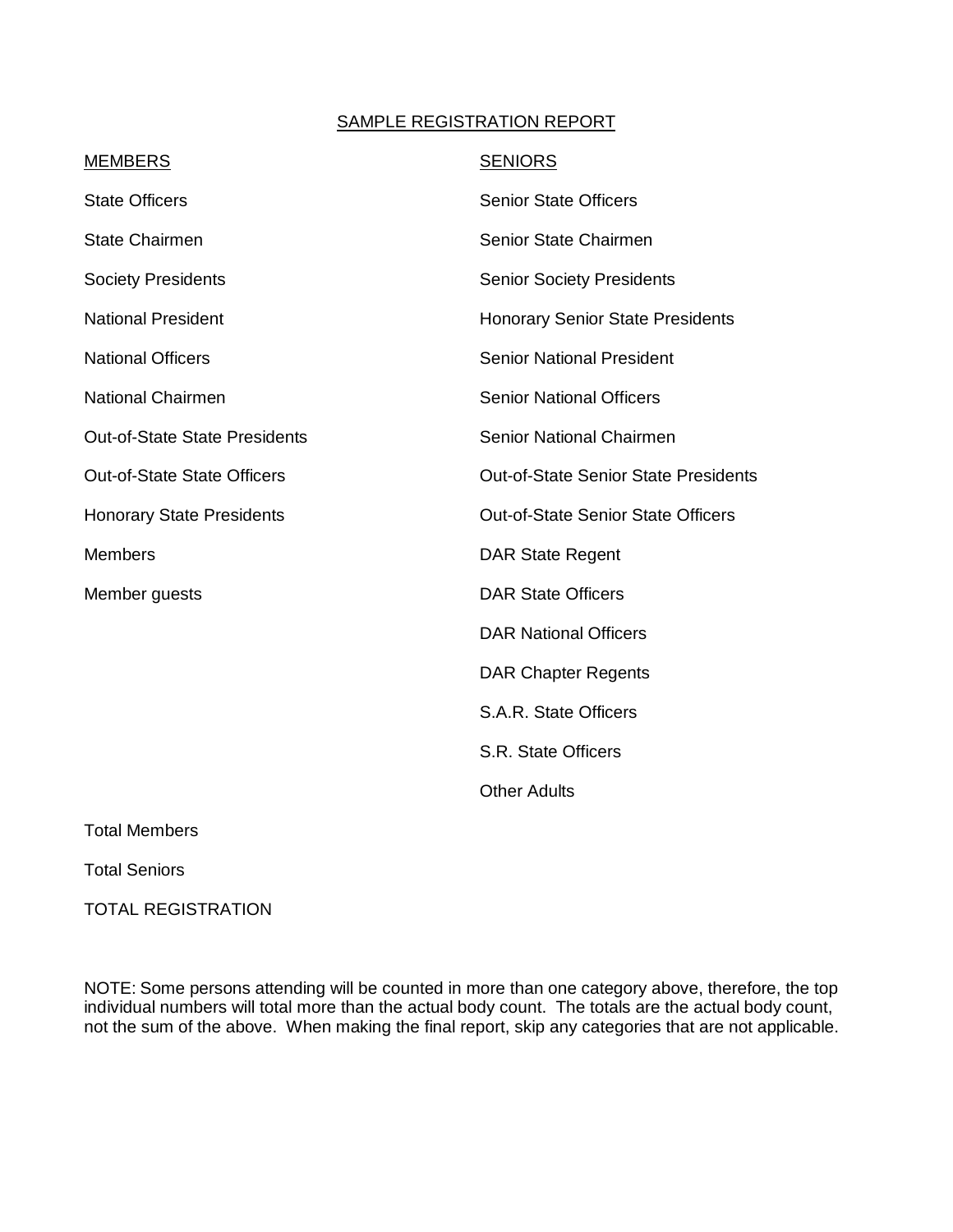## SAMPLE REGISTRATION REPORT

| MEMBERS | SENIORS |
|---|---|
| State Officers | Senior State Officers |
| State Chairmen | Senior State Chairmen |
| Society Presidents | Senior Society Presidents |
| National President | Honorary Senior State Presidents |
| National Officers | Senior National President |
| National Chairmen | Senior National Officers |
| Out-of-State State Presidents | Senior National Chairmen |
| Out-of-State State Officers | Out-of-State Senior State Presidents |
| Honorary State Presidents | Out-of-State Senior State Officers |
| Members | DAR State Regent |
| Member guests | DAR State Officers |
| | DAR National Officers |
| | DAR Chapter Regents |
| | S.A.R. State Officers |
| | S.R. State Officers |
| | Other Adults |

Total Members

Total Seniors

TOTAL REGISTRATION

NOTE: Some persons attending will be counted in more than one category above, therefore, the top individual numbers will total more than the actual body count. The totals are the actual body count, not the sum of the above. When making the final report, skip any categories that are not applicable.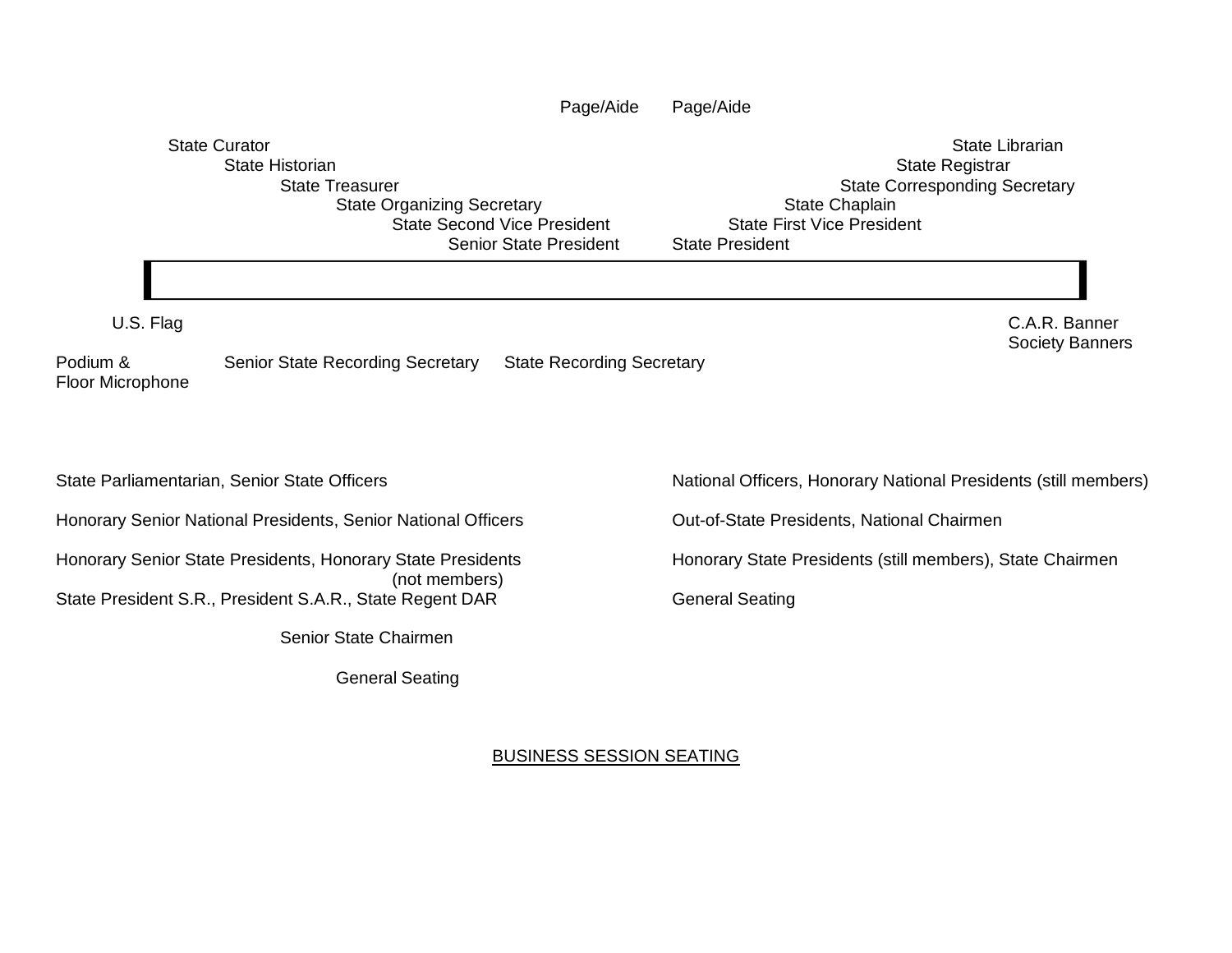Page/Aide Page/Aide

State Curator — State Librarian

State Historian — State Registrar

State Treasurer — State Corresponding Secretary

State Organizing Secretary — State Chaplain

State Second Vice President — State First Vice President

Senior State President — State President

U.S. Flag — C.A.R. Banner, Society Banners

Podium & Floor Microphone — Senior State Recording Secretary — State Recording Secretary

| | |
|---|---|
| State Parliamentarian, Senior State Officers | National Officers, Honorary National Presidents (still members) |
| Honorary Senior National Presidents, Senior National Officers | Out-of-State Presidents, National Chairmen |
| Honorary Senior State Presidents, Honorary State Presidents (not members) | Honorary State Presidents (still members), State Chairmen |
| State President S.R., President S.A.R., State Regent DAR | General Seating |
| Senior State Chairmen | |
| General Seating | |

BUSINESS SESSION SEATING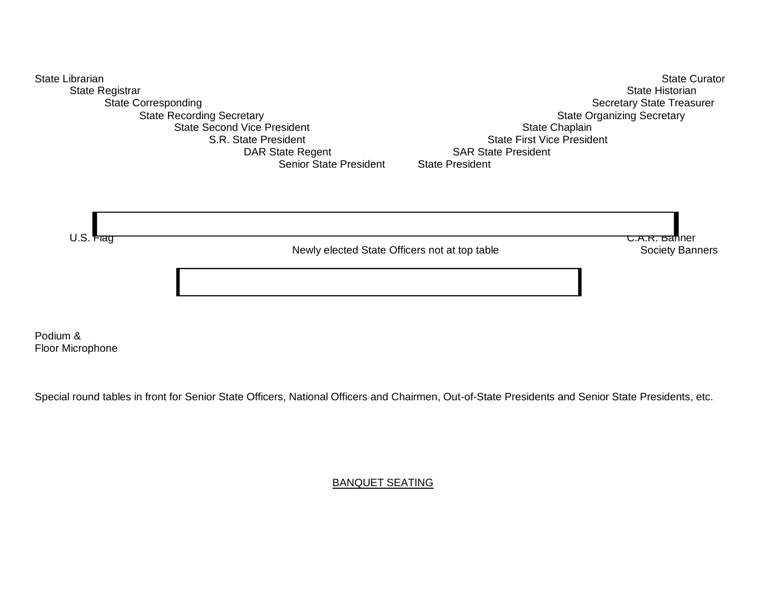State Librarian

State Registrar

State Corresponding

State Recording Secretary

State Second Vice President

S.R. State President

DAR State Regent

Senior State President

State President

SAR State President

State First Vice President

State Chaplain

State Organizing Secretary

Secretary State Treasurer

State Historian

State Curator

U.S. Flag

C.A.R. Banner

Newly elected State Officers not at top table

Society Banners

Podium &
Floor Microphone

Special round tables in front for Senior State Officers, National Officers and Chairmen, Out-of-State Presidents and Senior State Presidents, etc.

BANQUET SEATING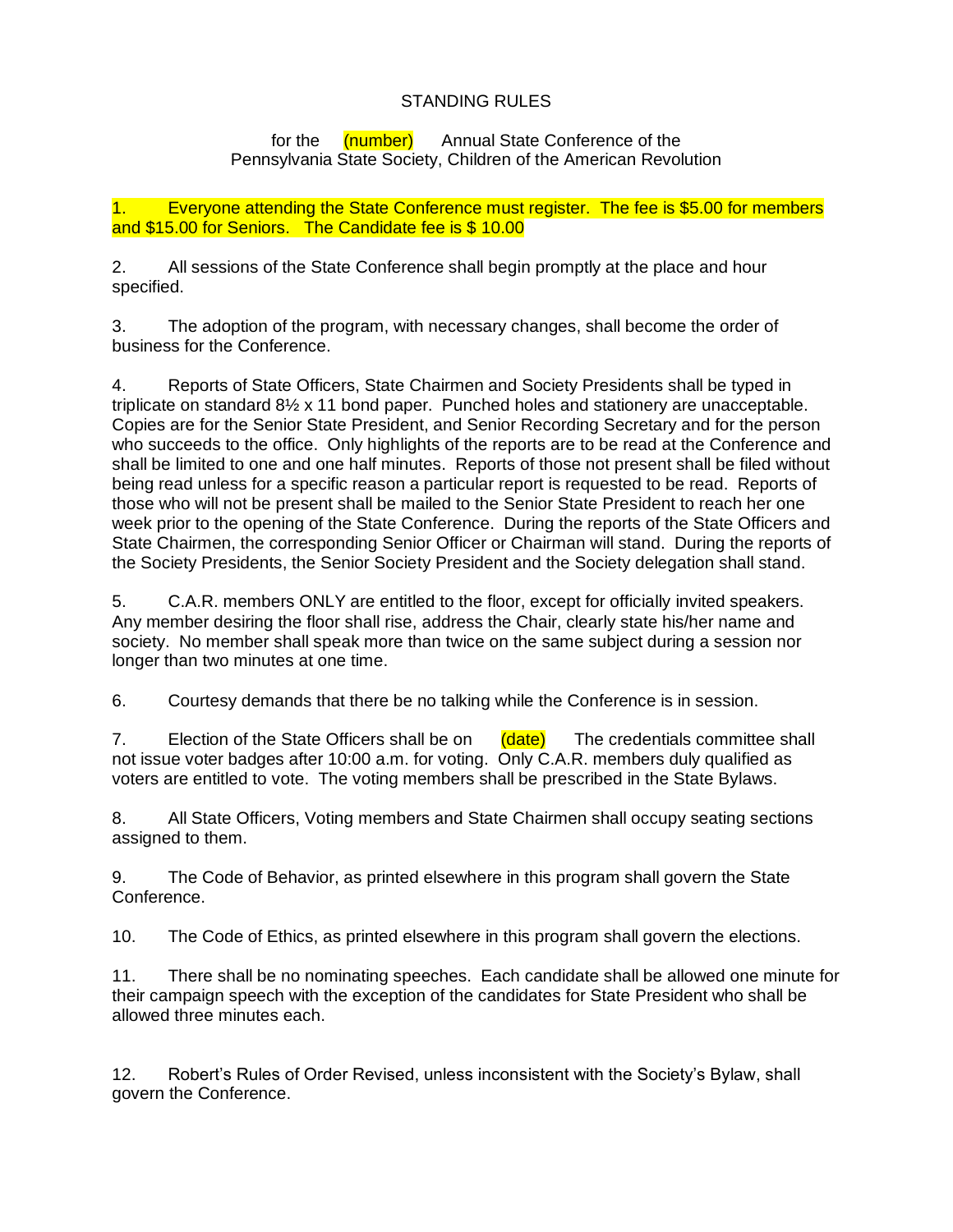# STANDING RULES

for the (number) Annual State Conference of the
Pennsylvania State Society, Children of the American Revolution

1. Everyone attending the State Conference must register. The fee is $5.00 for members and $15.00 for Seniors. The Candidate fee is $ 10.00

2. All sessions of the State Conference shall begin promptly at the place and hour specified.

3. The adoption of the program, with necessary changes, shall become the order of business for the Conference.

4. Reports of State Officers, State Chairmen and Society Presidents shall be typed in triplicate on standard 8½ x 11 bond paper. Punched holes and stationery are unacceptable. Copies are for the Senior State President, and Senior Recording Secretary and for the person who succeeds to the office. Only highlights of the reports are to be read at the Conference and shall be limited to one and one half minutes. Reports of those not present shall be filed without being read unless for a specific reason a particular report is requested to be read. Reports of those who will not be present shall be mailed to the Senior State President to reach her one week prior to the opening of the State Conference. During the reports of the State Officers and State Chairmen, the corresponding Senior Officer or Chairman will stand. During the reports of the Society Presidents, the Senior Society President and the Society delegation shall stand.

5. C.A.R. members ONLY are entitled to the floor, except for officially invited speakers. Any member desiring the floor shall rise, address the Chair, clearly state his/her name and society. No member shall speak more than twice on the same subject during a session nor longer than two minutes at one time.

6. Courtesy demands that there be no talking while the Conference is in session.

7. Election of the State Officers shall be on (date) The credentials committee shall not issue voter badges after 10:00 a.m. for voting. Only C.A.R. members duly qualified as voters are entitled to vote. The voting members shall be prescribed in the State Bylaws.

8. All State Officers, Voting members and State Chairmen shall occupy seating sections assigned to them.

9. The Code of Behavior, as printed elsewhere in this program shall govern the State Conference.

10. The Code of Ethics, as printed elsewhere in this program shall govern the elections.

11. There shall be no nominating speeches. Each candidate shall be allowed one minute for their campaign speech with the exception of the candidates for State President who shall be allowed three minutes each.

12. Robert's Rules of Order Revised, unless inconsistent with the Society's Bylaw, shall govern the Conference.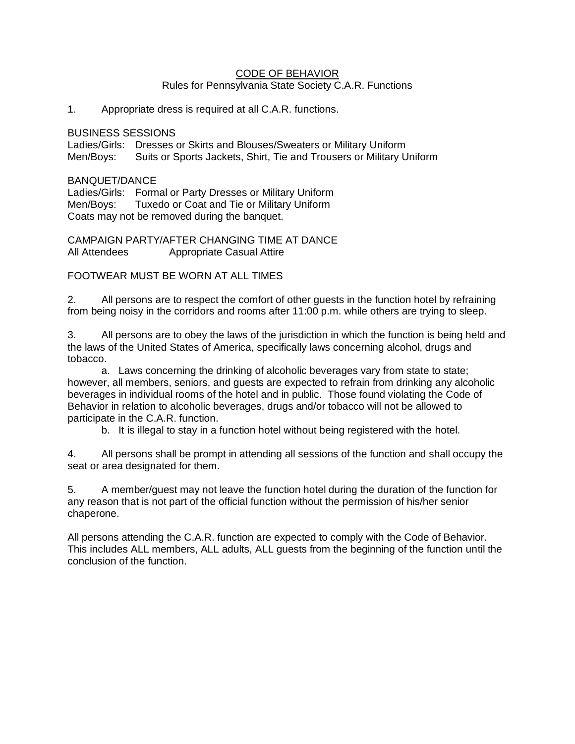# CODE OF BEHAVIOR

Rules for Pennsylvania State Society C.A.R. Functions

1. Appropriate dress is required at all C.A.R. functions.

BUSINESS SESSIONS

Ladies/Girls: Dresses or Skirts and Blouses/Sweaters or Military Uniform
Men/Boys: Suits or Sports Jackets, Shirt, Tie and Trousers or Military Uniform

BANQUET/DANCE

Ladies/Girls: Formal or Party Dresses or Military Uniform
Men/Boys: Tuxedo or Coat and Tie or Military Uniform
Coats may not be removed during the banquet.

CAMPAIGN PARTY/AFTER CHANGING TIME AT DANCE

All Attendees Appropriate Casual Attire

FOOTWEAR MUST BE WORN AT ALL TIMES

2. All persons are to respect the comfort of other guests in the function hotel by refraining from being noisy in the corridors and rooms after 11:00 p.m. while others are trying to sleep.

3. All persons are to obey the laws of the jurisdiction in which the function is being held and the laws of the United States of America, specifically laws concerning alcohol, drugs and tobacco.

   a. Laws concerning the drinking of alcoholic beverages vary from state to state; however, all members, seniors, and guests are expected to refrain from drinking any alcoholic beverages in individual rooms of the hotel and in public. Those found violating the Code of Behavior in relation to alcoholic beverages, drugs and/or tobacco will not be allowed to participate in the C.A.R. function.

   b. It is illegal to stay in a function hotel without being registered with the hotel.

4. All persons shall be prompt in attending all sessions of the function and shall occupy the seat or area designated for them.

5. A member/guest may not leave the function hotel during the duration of the function for any reason that is not part of the official function without the permission of his/her senior chaperone.

All persons attending the C.A.R. function are expected to comply with the Code of Behavior. This includes ALL members, ALL adults, ALL guests from the beginning of the function until the conclusion of the function.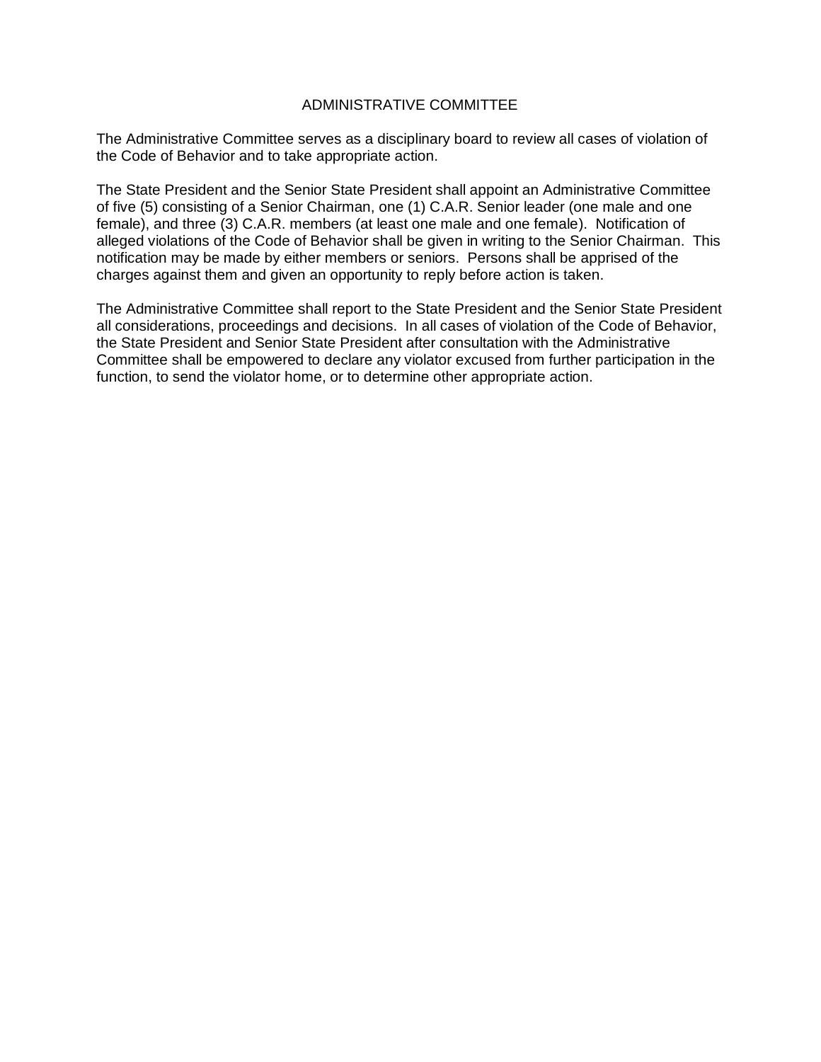# ADMINISTRATIVE COMMITTEE

The Administrative Committee serves as a disciplinary board to review all cases of violation of the Code of Behavior and to take appropriate action.

The State President and the Senior State President shall appoint an Administrative Committee of five (5) consisting of a Senior Chairman, one (1) C.A.R. Senior leader (one male and one female), and three (3) C.A.R. members (at least one male and one female). Notification of alleged violations of the Code of Behavior shall be given in writing to the Senior Chairman. This notification may be made by either members or seniors. Persons shall be apprised of the charges against them and given an opportunity to reply before action is taken.

The Administrative Committee shall report to the State President and the Senior State President all considerations, proceedings and decisions. In all cases of violation of the Code of Behavior, the State President and Senior State President after consultation with the Administrative Committee shall be empowered to declare any violator excused from further participation in the function, to send the violator home, or to determine other appropriate action.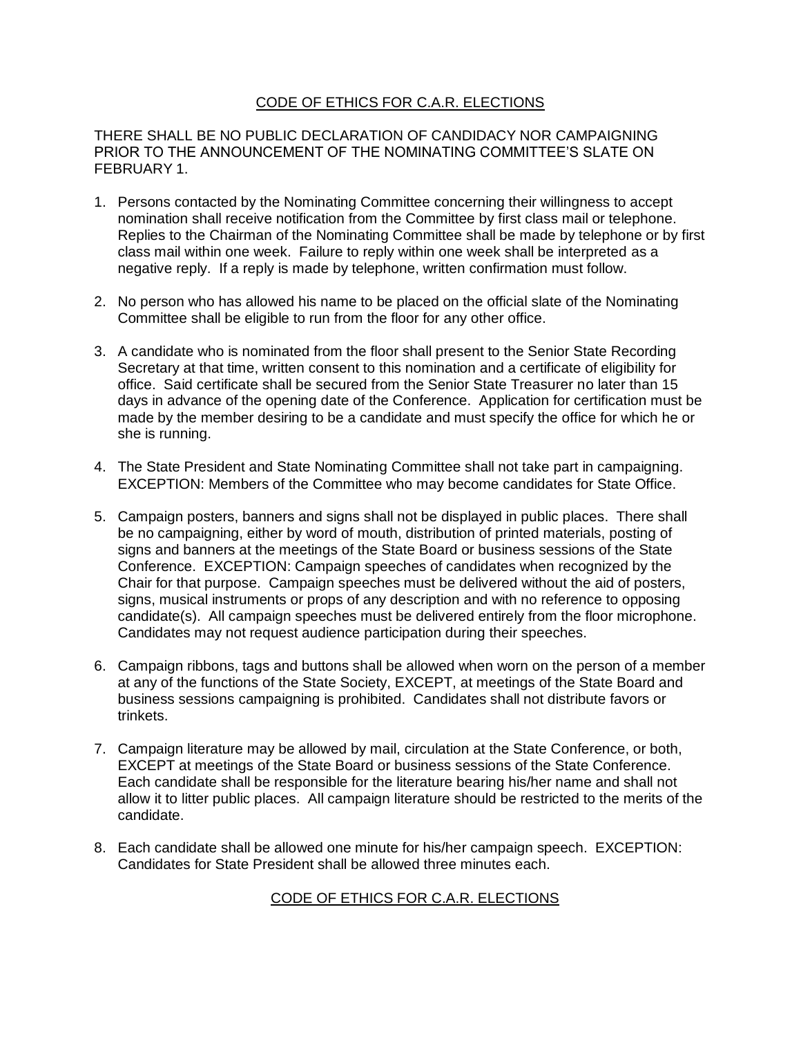## CODE OF ETHICS FOR C.A.R. ELECTIONS

THERE SHALL BE NO PUBLIC DECLARATION OF CANDIDACY NOR CAMPAIGNING PRIOR TO THE ANNOUNCEMENT OF THE NOMINATING COMMITTEE'S SLATE ON FEBRUARY 1.

1. Persons contacted by the Nominating Committee concerning their willingness to accept nomination shall receive notification from the Committee by first class mail or telephone. Replies to the Chairman of the Nominating Committee shall be made by telephone or by first class mail within one week. Failure to reply within one week shall be interpreted as a negative reply. If a reply is made by telephone, written confirmation must follow.

2. No person who has allowed his name to be placed on the official slate of the Nominating Committee shall be eligible to run from the floor for any other office.

3. A candidate who is nominated from the floor shall present to the Senior State Recording Secretary at that time, written consent to this nomination and a certificate of eligibility for office. Said certificate shall be secured from the Senior State Treasurer no later than 15 days in advance of the opening date of the Conference. Application for certification must be made by the member desiring to be a candidate and must specify the office for which he or she is running.

4. The State President and State Nominating Committee shall not take part in campaigning. EXCEPTION: Members of the Committee who may become candidates for State Office.

5. Campaign posters, banners and signs shall not be displayed in public places. There shall be no campaigning, either by word of mouth, distribution of printed materials, posting of signs and banners at the meetings of the State Board or business sessions of the State Conference. EXCEPTION: Campaign speeches of candidates when recognized by the Chair for that purpose. Campaign speeches must be delivered without the aid of posters, signs, musical instruments or props of any description and with no reference to opposing candidate(s). All campaign speeches must be delivered entirely from the floor microphone. Candidates may not request audience participation during their speeches.

6. Campaign ribbons, tags and buttons shall be allowed when worn on the person of a member at any of the functions of the State Society, EXCEPT, at meetings of the State Board and business sessions campaigning is prohibited. Candidates shall not distribute favors or trinkets.

7. Campaign literature may be allowed by mail, circulation at the State Conference, or both, EXCEPT at meetings of the State Board or business sessions of the State Conference. Each candidate shall be responsible for the literature bearing his/her name and shall not allow it to litter public places. All campaign literature should be restricted to the merits of the candidate.

8. Each candidate shall be allowed one minute for his/her campaign speech. EXCEPTION: Candidates for State President shall be allowed three minutes each.

## CODE OF ETHICS FOR C.A.R. ELECTIONS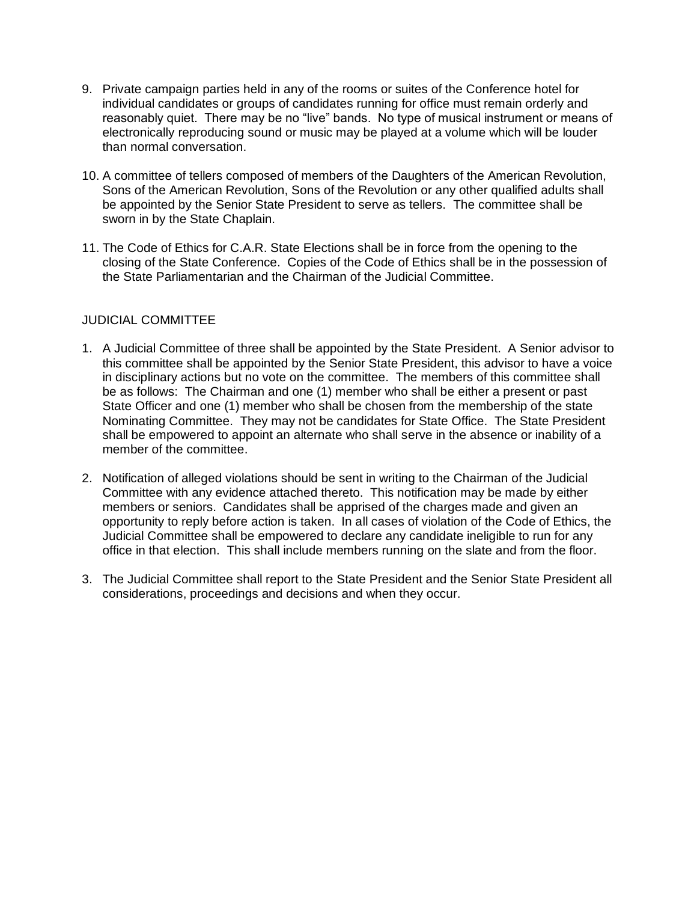9. Private campaign parties held in any of the rooms or suites of the Conference hotel for individual candidates or groups of candidates running for office must remain orderly and reasonably quiet. There may be no “live” bands. No type of musical instrument or means of electronically reproducing sound or music may be played at a volume which will be louder than normal conversation.

10. A committee of tellers composed of members of the Daughters of the American Revolution, Sons of the American Revolution, Sons of the Revolution or any other qualified adults shall be appointed by the Senior State President to serve as tellers. The committee shall be sworn in by the State Chaplain.

11. The Code of Ethics for C.A.R. State Elections shall be in force from the opening to the closing of the State Conference. Copies of the Code of Ethics shall be in the possession of the State Parliamentarian and the Chairman of the Judicial Committee.

## JUDICIAL COMMITTEE

1. A Judicial Committee of three shall be appointed by the State President. A Senior advisor to this committee shall be appointed by the Senior State President, this advisor to have a voice in disciplinary actions but no vote on the committee. The members of this committee shall be as follows: The Chairman and one (1) member who shall be either a present or past State Officer and one (1) member who shall be chosen from the membership of the state Nominating Committee. They may not be candidates for State Office. The State President shall be empowered to appoint an alternate who shall serve in the absence or inability of a member of the committee.

2. Notification of alleged violations should be sent in writing to the Chairman of the Judicial Committee with any evidence attached thereto. This notification may be made by either members or seniors. Candidates shall be apprised of the charges made and given an opportunity to reply before action is taken. In all cases of violation of the Code of Ethics, the Judicial Committee shall be empowered to declare any candidate ineligible to run for any office in that election. This shall include members running on the slate and from the floor.

3. The Judicial Committee shall report to the State President and the Senior State President all considerations, proceedings and decisions and when they occur.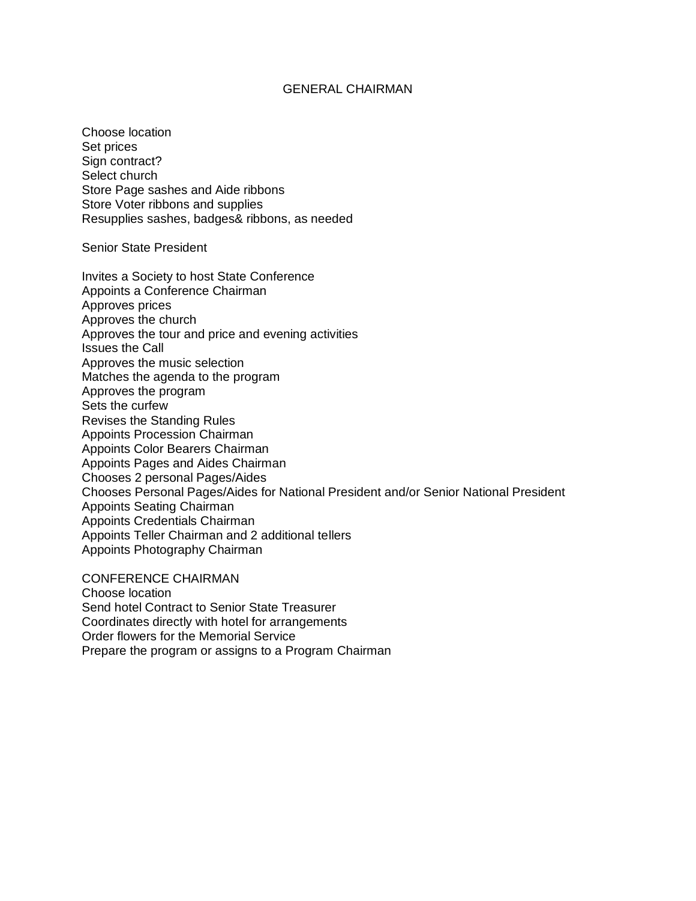## GENERAL CHAIRMAN

Choose location
Set prices
Sign contract?
Select church
Store Page sashes and Aide ribbons
Store Voter ribbons and supplies
Resupplies sashes, badges& ribbons, as needed

Senior State President

Invites a Society to host State Conference
Appoints a Conference Chairman
Approves prices
Approves the church
Approves the tour and price and evening activities
Issues the Call
Approves the music selection
Matches the agenda to the program
Approves the program
Sets the curfew
Revises the Standing Rules
Appoints Procession Chairman
Appoints Color Bearers Chairman
Appoints Pages and Aides Chairman
Chooses 2 personal Pages/Aides
Chooses Personal Pages/Aides for National President and/or Senior National President
Appoints Seating Chairman
Appoints Credentials Chairman
Appoints Teller Chairman and 2 additional tellers
Appoints Photography Chairman

CONFERENCE CHAIRMAN
Choose location
Send hotel Contract to Senior State Treasurer
Coordinates directly with hotel for arrangements
Order flowers for the Memorial Service
Prepare the program or assigns to a Program Chairman